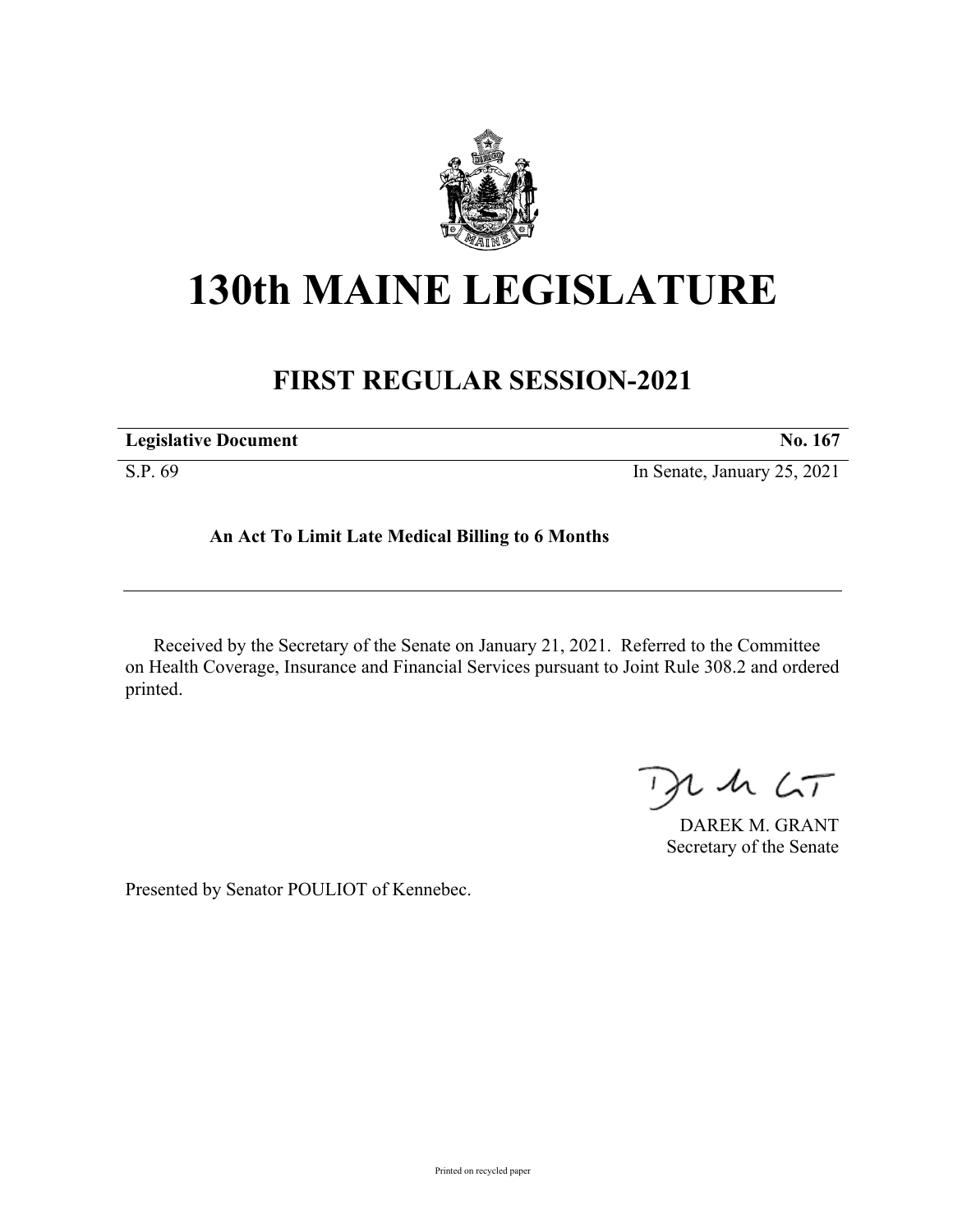# 130th MAINE LEGISLATURE

## FIRST REGULAR SESSION-2021

| **Legislative Document** | **No. 167** |
| --- | --- |
| S.P. 69 | In Senate, January 25, 2021 |

**An Act To Limit Late Medical Billing to 6 Months**

Received by the Secretary of the Senate on January 21, 2021. Referred to the Committee on Health Coverage, Insurance and Financial Services pursuant to Joint Rule 308.2 and ordered printed.

DAREK M. GRANT
Secretary of the Senate

Presented by Senator POULIOT of Kennebec.

Printed on recycled paper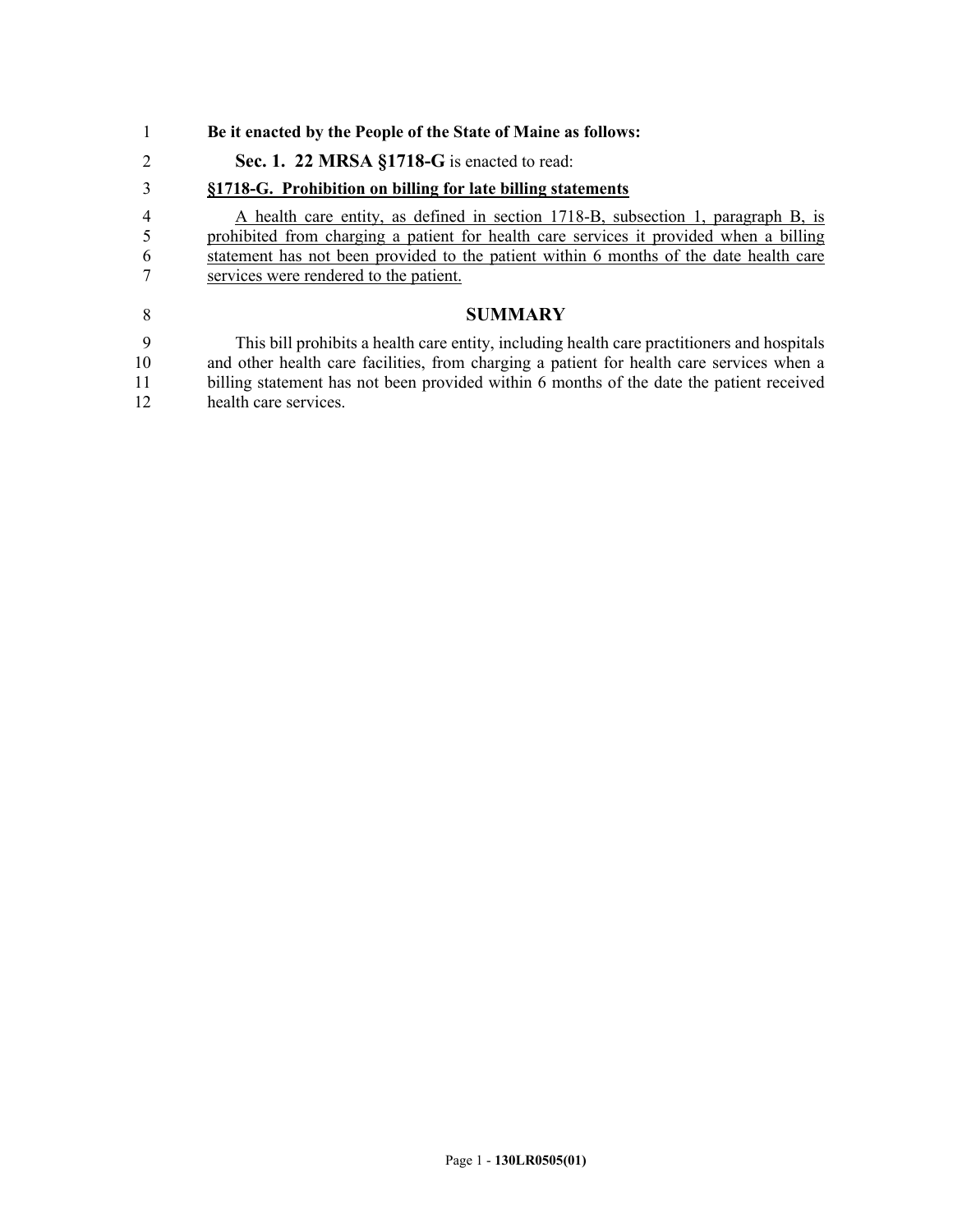**Be it enacted by the People of the State of Maine as follows:**

**Sec. 1. 22 MRSA §1718-G** is enacted to read:

**§1718-G. Prohibition on billing for late billing statements**

A health care entity, as defined in section 1718-B, subsection 1, paragraph B, is prohibited from charging a patient for health care services it provided when a billing statement has not been provided to the patient within 6 months of the date health care services were rendered to the patient.

## SUMMARY

This bill prohibits a health care entity, including health care practitioners and hospitals and other health care facilities, from charging a patient for health care services when a billing statement has not been provided within 6 months of the date the patient received health care services.